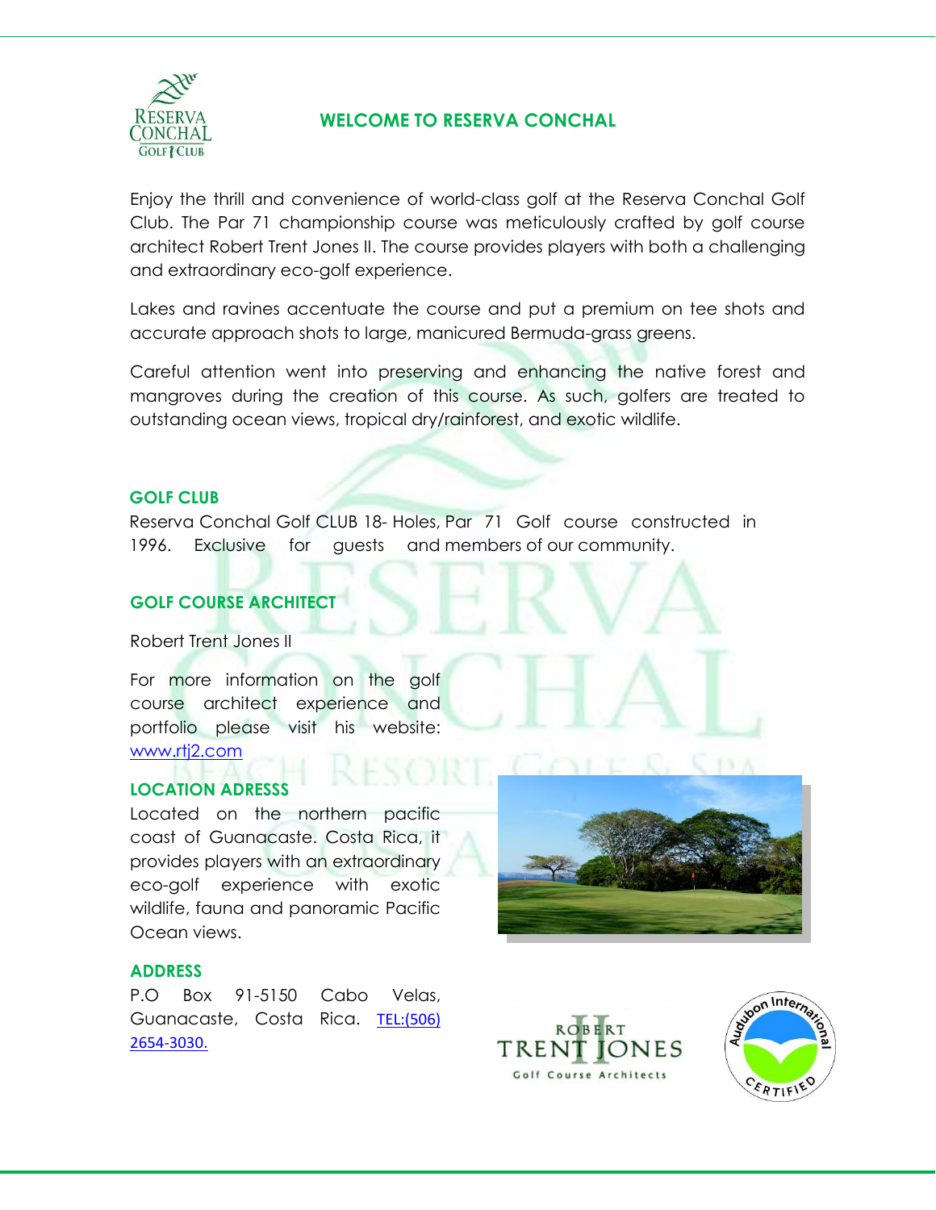# WELCOME TO RESERVA CONCHAL

Enjoy the thrill and convenience of world-class golf at the Reserva Conchal Golf Club. The Par 71 championship course was meticulously crafted by golf course architect Robert Trent Jones II. The course provides players with both a challenging and extraordinary eco-golf experience.

Lakes and ravines accentuate the course and put a premium on tee shots and accurate approach shots to large, manicured Bermuda-grass greens.

Careful attention went into preserving and enhancing the native forest and mangroves during the creation of this course. As such, golfers are treated to outstanding ocean views, tropical dry/rainforest, and exotic wildlife.

## GOLF CLUB

Reserva Conchal Golf CLUB 18- Holes, Par 71 Golf course constructed in 1996. Exclusive for guests and members of our community.

## GOLF COURSE ARCHITECT

Robert Trent Jones II

For more information on the golf course architect experience and portfolio please visit his website: www.rtj2.com

## LOCATION ADRESSS

Located on the northern pacific coast of Guanacaste. Costa Rica, it provides players with an extraordinary eco-golf experience with exotic wildlife, fauna and panoramic Pacific Ocean views.

## ADDRESS

P.O Box 91-5150 Cabo Velas, Guanacaste, Costa Rica. TEL:(506) 2654-3030.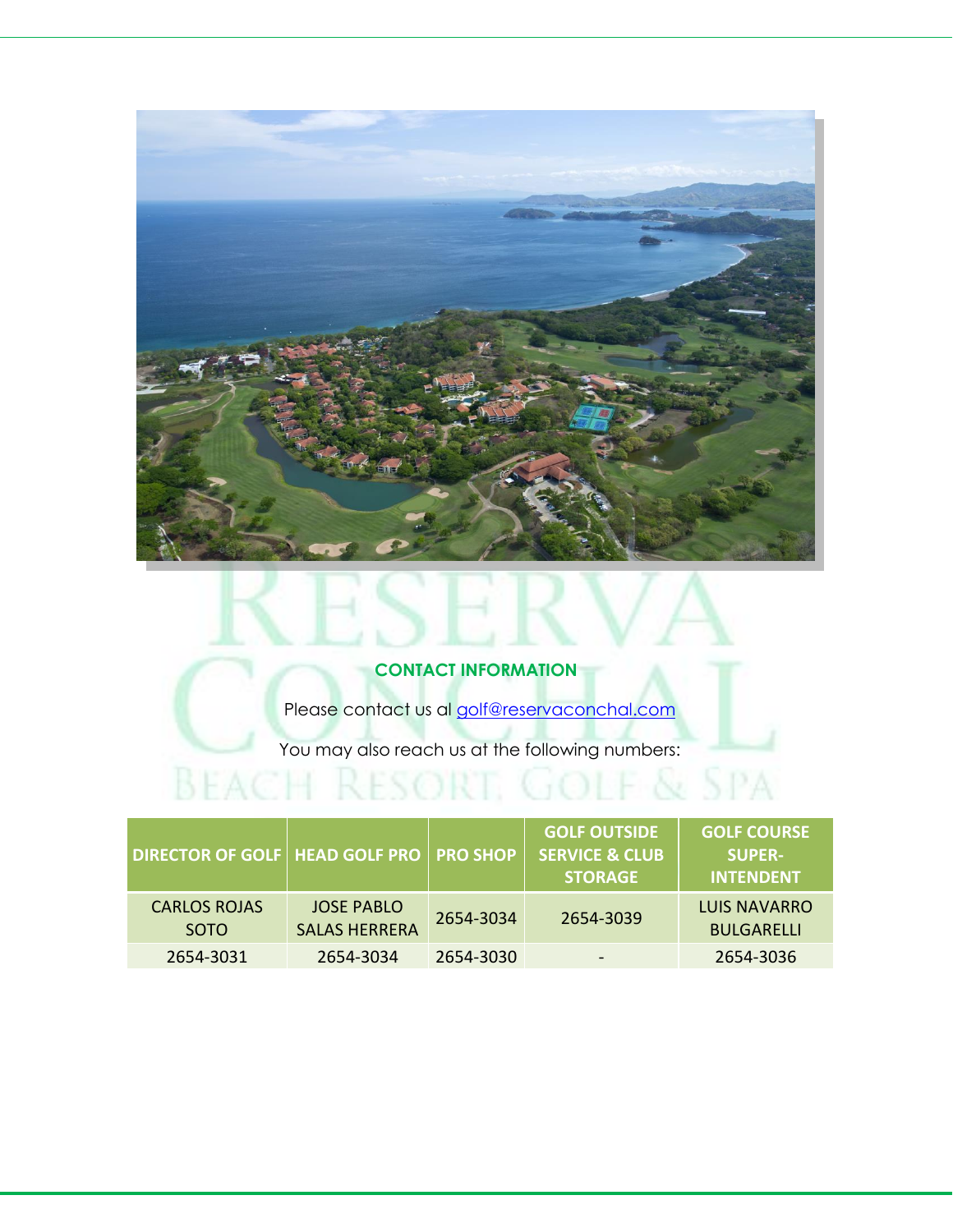## CONTACT INFORMATION

Please contact us al golf@reservaconchal.com

You may also reach us at the following numbers:

| DIRECTOR OF GOLF | HEAD GOLF PRO | PRO SHOP | GOLF OUTSIDE SERVICE & CLUB STORAGE | GOLF COURSE SUPER-INTENDENT |
| --- | --- | --- | --- | --- |
| CARLOS ROJAS SOTO | JOSE PABLO SALAS HERRERA | 2654-3034 | 2654-3039 | LUIS NAVARRO BULGARELLI |
| 2654-3031 | 2654-3034 | 2654-3030 | - | 2654-3036 |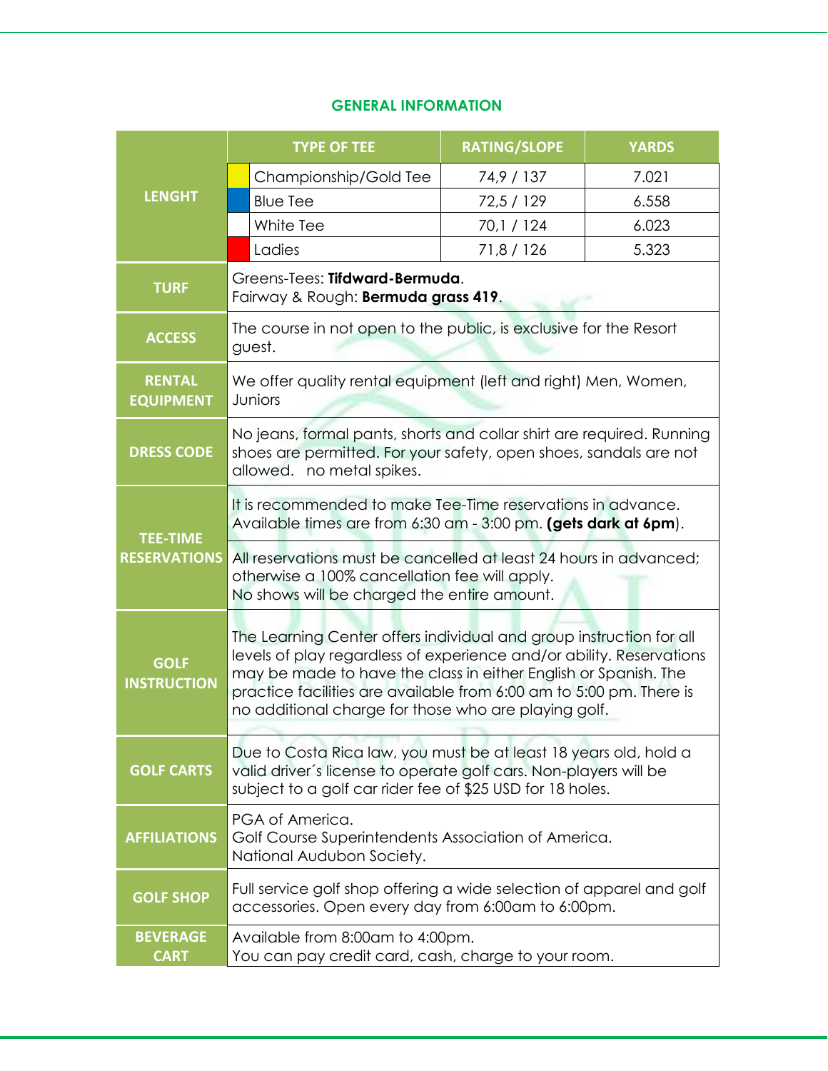## GENERAL INFORMATION

| | TYPE OF TEE | RATING/SLOPE | YARDS |
|---|---|---|---|
| **LENGHT** | Championship/Gold Tee | 74,9 / 137 | 7.021 |
| | Blue Tee | 72,5 / 129 | 6.558 |
| | White Tee | 70,1 / 124 | 6.023 |
| | Ladies | 71,8 / 126 | 5.323 |
| **TURF** | Greens-Tees: **Tifdward-Bermuda**.<br>Fairway & Rough: **Bermuda grass 419**. | | |
| **ACCESS** | The course in not open to the public, is exclusive for the Resort guest. | | |
| **RENTAL EQUIPMENT** | We offer quality rental equipment (left and right) Men, Women, Juniors | | |
| **DRESS CODE** | No jeans, formal pants, shorts and collar shirt are required. Running shoes are permitted. For your safety, open shoes, sandals are not allowed. no metal spikes. | | |
| **TEE-TIME RESERVATIONS** | It is recommended to make Tee-Time reservations in advance. Available times are from 6:30 am - 3:00 pm. **(gets dark at 6pm**). | | |
| | All reservations must be cancelled at least 24 hours in advanced; otherwise a 100% cancellation fee will apply.<br>No shows will be charged the entire amount. | | |
| **GOLF INSTRUCTION** | The Learning Center offers individual and group instruction for all levels of play regardless of experience and/or ability. Reservations may be made to have the class in either English or Spanish. The practice facilities are available from 6:00 am to 5:00 pm. There is no additional charge for those who are playing golf. | | |
| **GOLF CARTS** | Due to Costa Rica law, you must be at least 18 years old, hold a valid driver´s license to operate golf cars. Non-players will be subject to a golf car rider fee of $25 USD for 18 holes. | | |
| **AFFILIATIONS** | PGA of America.<br>Golf Course Superintendents Association of America.<br>National Audubon Society. | | |
| **GOLF SHOP** | Full service golf shop offering a wide selection of apparel and golf accessories. Open every day from 6:00am to 6:00pm. | | |
| **BEVERAGE CART** | Available from 8:00am to 4:00pm.<br>You can pay credit card, cash, charge to your room. | | |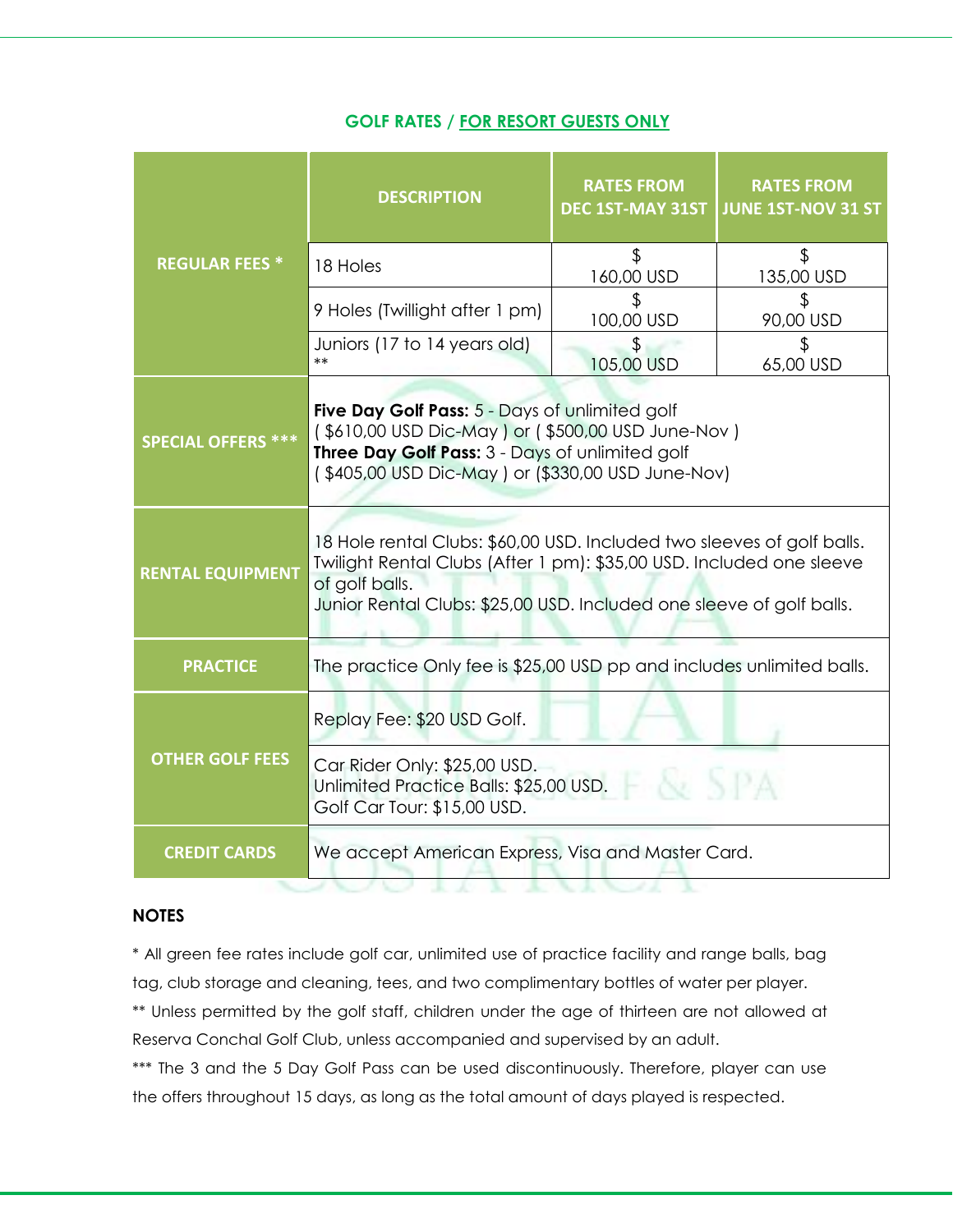## GOLF RATES / FOR RESORT GUESTS ONLY

| | DESCRIPTION | RATES FROM DEC 1ST-MAY 31ST | RATES FROM JUNE 1ST-NOV 31 ST |
|---|---|---|---|
| REGULAR FEES * | 18 Holes | $ 160,00 USD | $ 135,00 USD |
| | 9 Holes (Twillight after 1 pm) | $ 100,00 USD | $ 90,00 USD |
| | Juniors (17 to 14 years old) ** | $ 105,00 USD | $ 65,00 USD |
| SPECIAL OFFERS *** | **Five Day Golf Pass:** 5 - Days of unlimited golf ( $610,00 USD Dic-May ) or ( $500,00 USD June-Nov ) **Three Day Golf Pass:** 3 - Days of unlimited golf ( $405,00 USD Dic-May ) or ($330,00 USD June-Nov) | | |
| RENTAL EQUIPMENT | 18 Hole rental Clubs: $60,00 USD. Included two sleeves of golf balls. Twilight Rental Clubs (After 1 pm): $35,00 USD. Included one sleeve of golf balls. Junior Rental Clubs: $25,00 USD. Included one sleeve of golf balls. | | |
| PRACTICE | The practice Only fee is $25,00 USD pp and includes unlimited balls. | | |
| OTHER GOLF FEES | Replay Fee: $20 USD Golf. | | |
| | Car Rider Only: $25,00 USD. Unlimited Practice Balls: $25,00 USD. Golf Car Tour: $15,00 USD. | | |
| CREDIT CARDS | We accept American Express, Visa and Master Card. | | |

### NOTES

* All green fee rates include golf car, unlimited use of practice facility and range balls, bag tag, club storage and cleaning, tees, and two complimentary bottles of water per player.

** Unless permitted by the golf staff, children under the age of thirteen are not allowed at Reserva Conchal Golf Club, unless accompanied and supervised by an adult.

*** The 3 and the 5 Day Golf Pass can be used discontinuously. Therefore, player can use the offers throughout 15 days, as long as the total amount of days played is respected.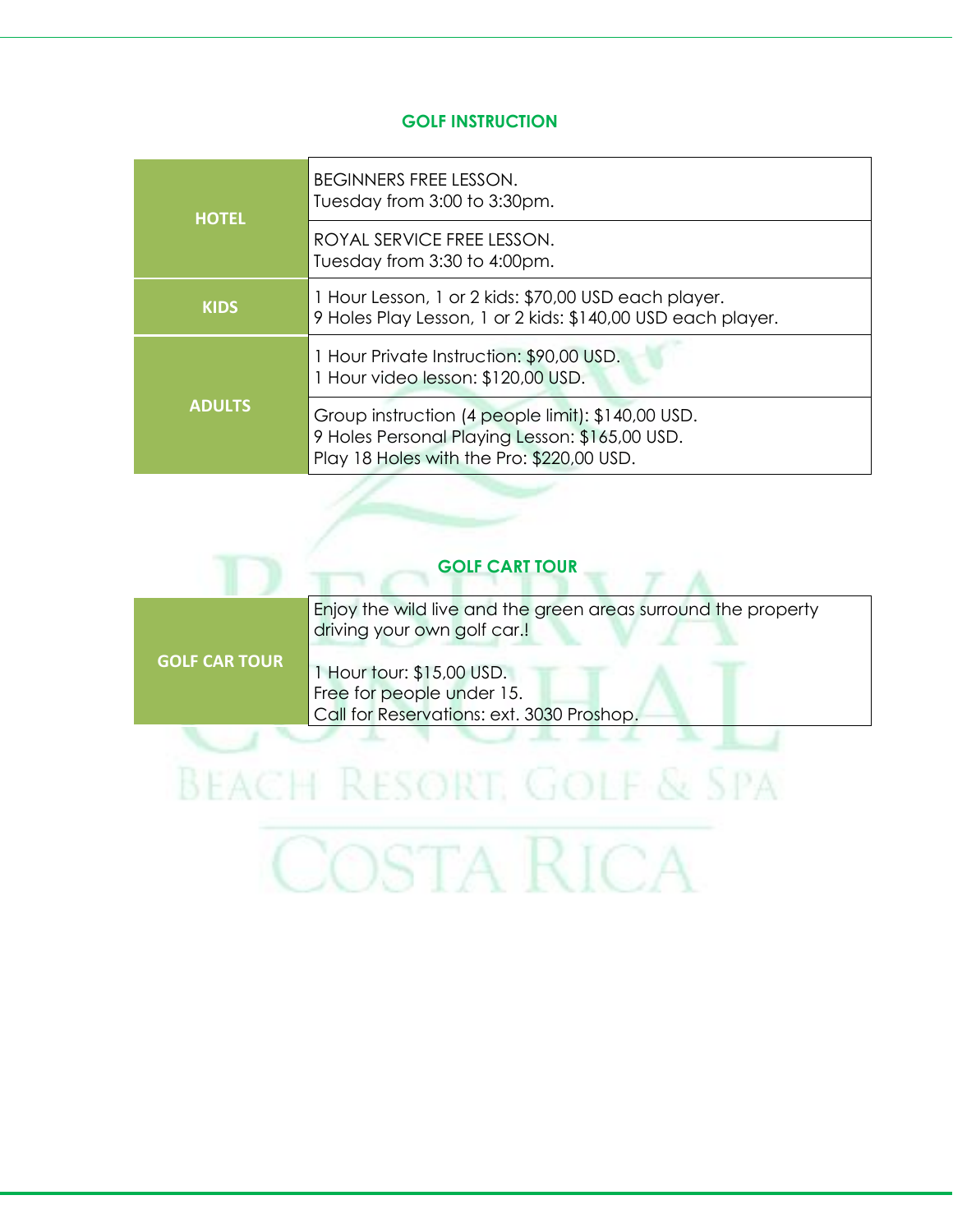## GOLF INSTRUCTION

| | |
|---|---|
| **HOTEL** | BEGINNERS FREE LESSON.<br>Tuesday from 3:00 to 3:30pm. |
| | ROYAL SERVICE FREE LESSON.<br>Tuesday from 3:30 to 4:00pm. |
| **KIDS** | 1 Hour Lesson, 1 or 2 kids: $70,00 USD each player.<br>9 Holes Play Lesson, 1 or 2 kids: $140,00 USD each player. |
| **ADULTS** | 1 Hour Private Instruction: $90,00 USD.<br>1 Hour video lesson: $120,00 USD. |
| | Group instruction (4 people limit): $140,00 USD.<br>9 Holes Personal Playing Lesson: $165,00 USD.<br>Play 18 Holes with the Pro: $220,00 USD. |

## GOLF CART TOUR

| | |
|---|---|
| **GOLF CAR TOUR** | Enjoy the wild live and the green areas surround the property driving your own golf car.!<br><br>1 Hour tour: $15,00 USD.<br>Free for people under 15.<br>Call for Reservations: ext. 3030 Proshop. |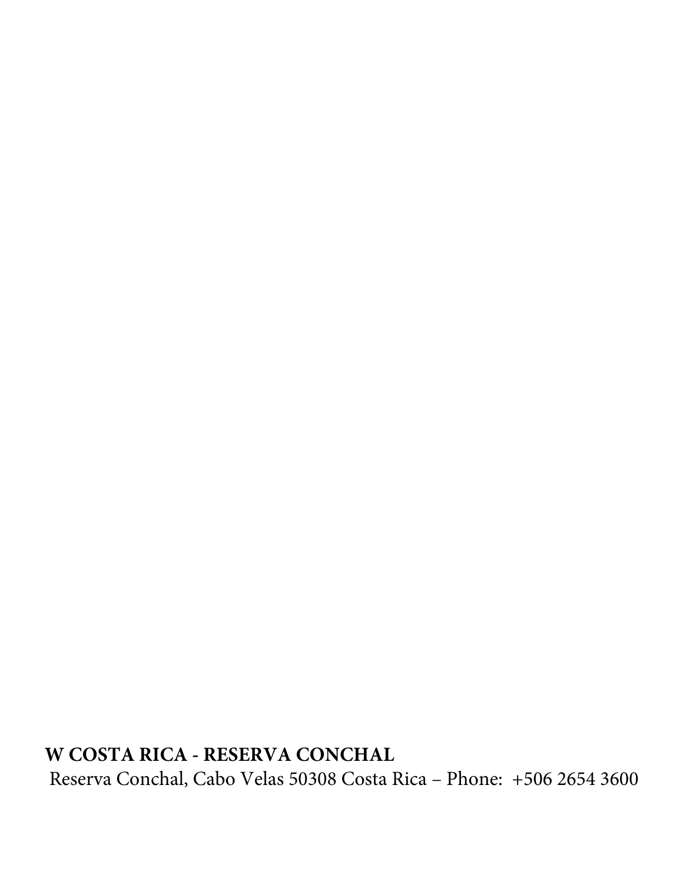**W COSTA RICA - RESERVA CONCHAL**

Reserva Conchal, Cabo Velas 50308 Costa Rica – Phone: +506 2654 3600